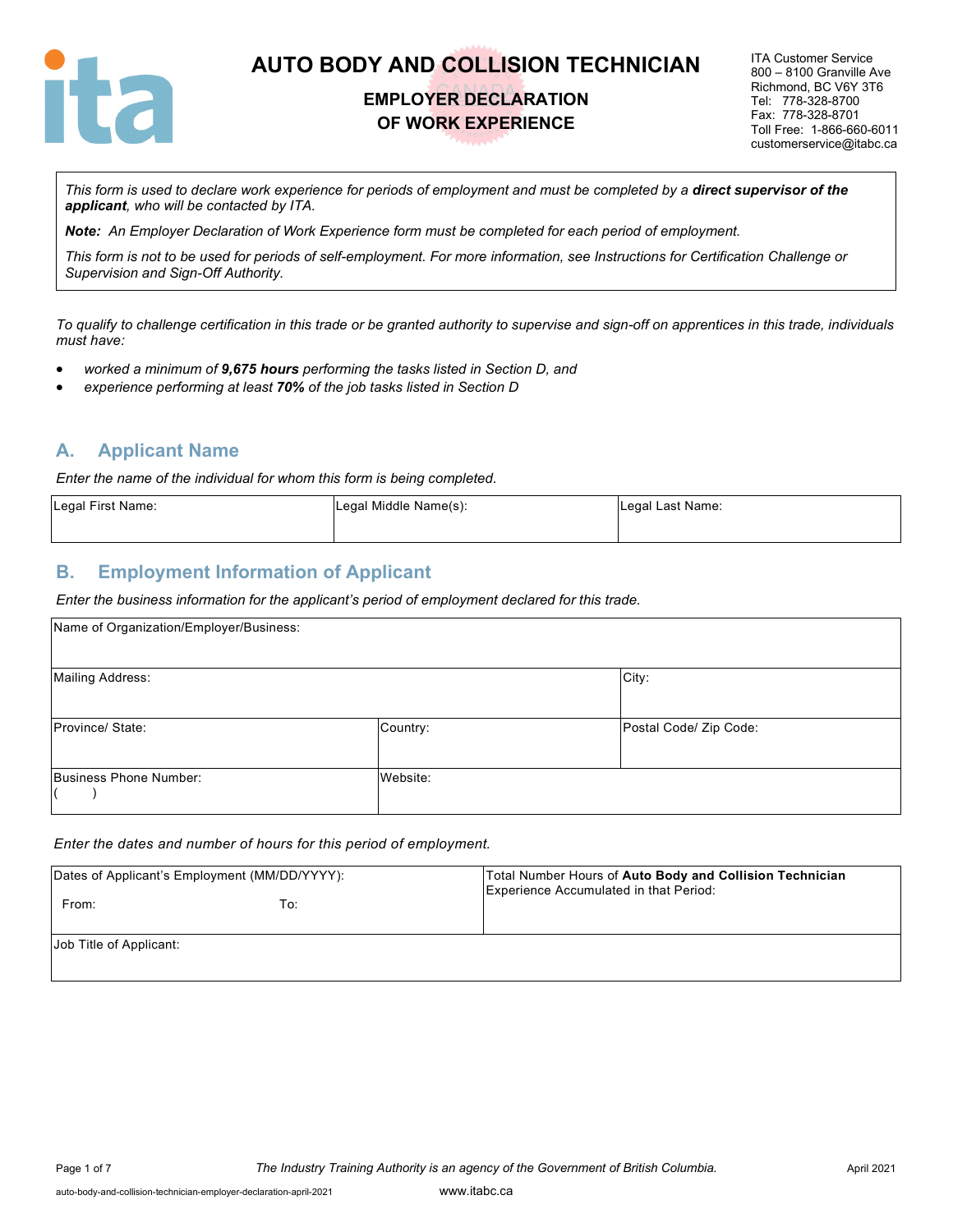# AUTO BODY AND COLLISION TECHNICIAN

## EMPLOYER DECLARATION OF WORK EXPERIENCE

ITA Customer Service
800 – 8100 Granville Ave
Richmond, BC V6Y 3T6
Tel: 778-328-8700
Fax: 778-328-8701
Toll Free: 1-866-660-6011
customerservice@itabc.ca

*This form is used to declare work experience for periods of employment and must be completed by a* ***direct supervisor of the applicant****, who will be contacted by ITA.*

***Note:*** *An Employer Declaration of Work Experience form must be completed for each period of employment.*

*This form is not to be used for periods of self-employment. For more information, see Instructions for Certification Challenge or Supervision and Sign-Off Authority.*

*To qualify to challenge certification in this trade or be granted authority to supervise and sign-off on apprentices in this trade, individuals must have:*

- *worked a minimum of* ***9,675 hours*** *performing the tasks listed in Section D, and*
- *experience performing at least* ***70%*** *of the job tasks listed in Section D*

## A. Applicant Name

*Enter the name of the individual for whom this form is being completed.*

| Legal First Name: | Legal Middle Name(s): | Legal Last Name: |
|---|---|---|
| | | |

## B. Employment Information of Applicant

*Enter the business information for the applicant's period of employment declared for this trade.*

| Name of Organization/Employer/Business: | | |
|---|---|---|
| Mailing Address: | | City: |
| Province/ State: | Country: | Postal Code/ Zip Code: |
| Business Phone Number: ( ) | Website: | |

*Enter the dates and number of hours for this period of employment.*

| Dates of Applicant's Employment (MM/DD/YYYY): From: To: | Total Number Hours of **Auto Body and Collision Technician** Experience Accumulated in that Period: |
|---|---|
| Job Title of Applicant: | |

The Industry Training Authority is an agency of the Government of British Columbia.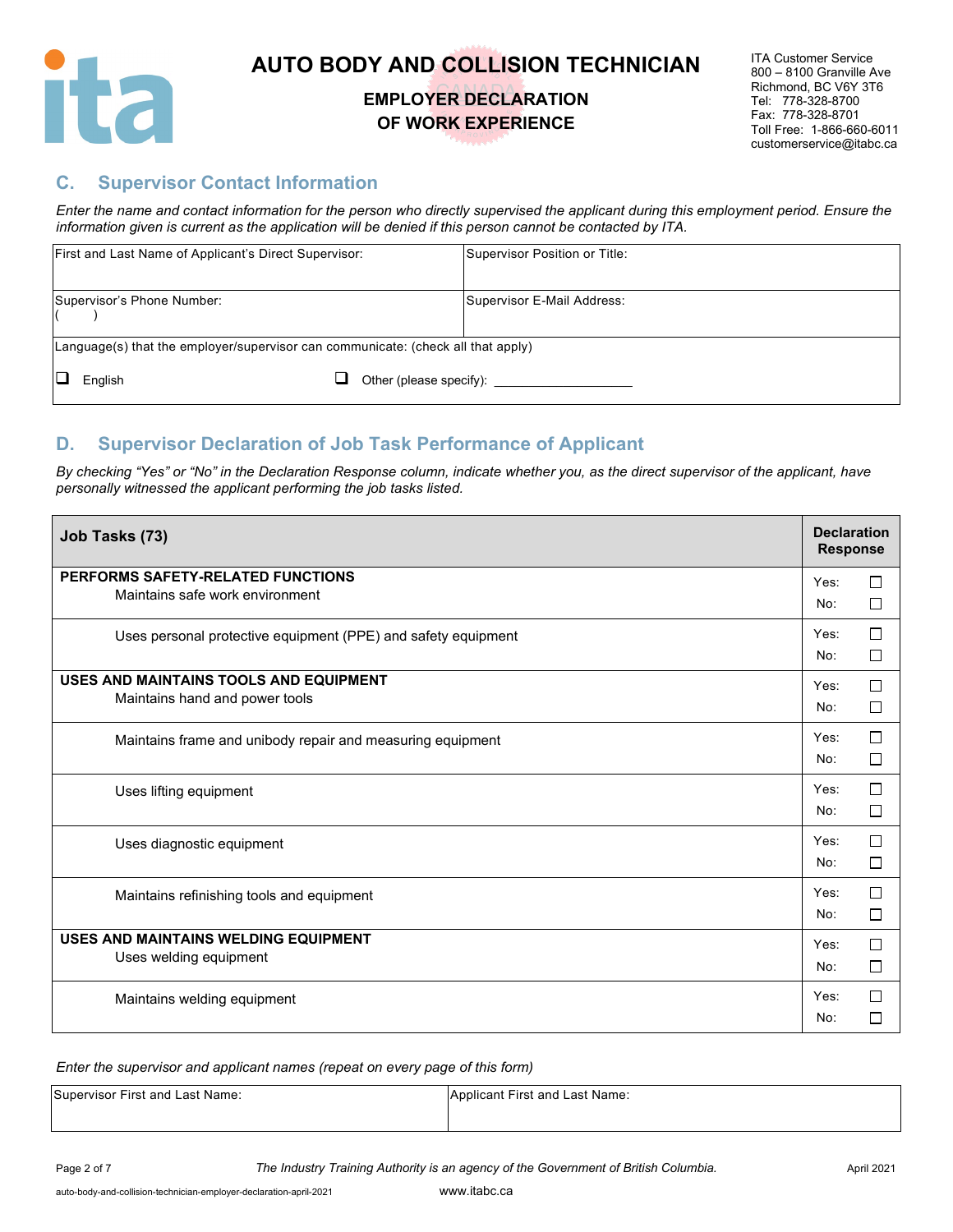# AUTO BODY AND COLLISION TECHNICIAN

## EMPLOYER DECLARATION OF WORK EXPERIENCE

ITA Customer Service
800 – 8100 Granville Ave
Richmond, BC V6Y 3T6
Tel: 778-328-8700
Fax: 778-328-8701
Toll Free: 1-866-660-6011
customerservice@itabc.ca

## C. Supervisor Contact Information

*Enter the name and contact information for the person who directly supervised the applicant during this employment period. Ensure the information given is current as the application will be denied if this person cannot be contacted by ITA.*

| First and Last Name of Applicant's Direct Supervisor: | Supervisor Position or Title: |
|---|---|
| Supervisor's Phone Number: ( ) | Supervisor E-Mail Address: |
| Language(s) that the employer/supervisor can communicate: (check all that apply) ☐ English ☐ Other (please specify): ____________ | |

## D. Supervisor Declaration of Job Task Performance of Applicant

*By checking "Yes" or "No" in the Declaration Response column, indicate whether you, as the direct supervisor of the applicant, have personally witnessed the applicant performing the job tasks listed.*

| Job Tasks (73) | Declaration Response |
|---|---|
| **PERFORMS SAFETY-RELATED FUNCTIONS** Maintains safe work environment | Yes: ☐ No: ☐ |
| Uses personal protective equipment (PPE) and safety equipment | Yes: ☐ No: ☐ |
| **USES AND MAINTAINS TOOLS AND EQUIPMENT** Maintains hand and power tools | Yes: ☐ No: ☐ |
| Maintains frame and unibody repair and measuring equipment | Yes: ☐ No: ☐ |
| Uses lifting equipment | Yes: ☐ No: ☐ |
| Uses diagnostic equipment | Yes: ☐ No: ☐ |
| Maintains refinishing tools and equipment | Yes: ☐ No: ☐ |
| **USES AND MAINTAINS WELDING EQUIPMENT** Uses welding equipment | Yes: ☐ No: ☐ |
| Maintains welding equipment | Yes: ☐ No: ☐ |

*Enter the supervisor and applicant names (repeat on every page of this form)*

| Supervisor First and Last Name: | Applicant First and Last Name: |
|---|---|
| | |

The Industry Training Authority is an agency of the Government of British Columbia.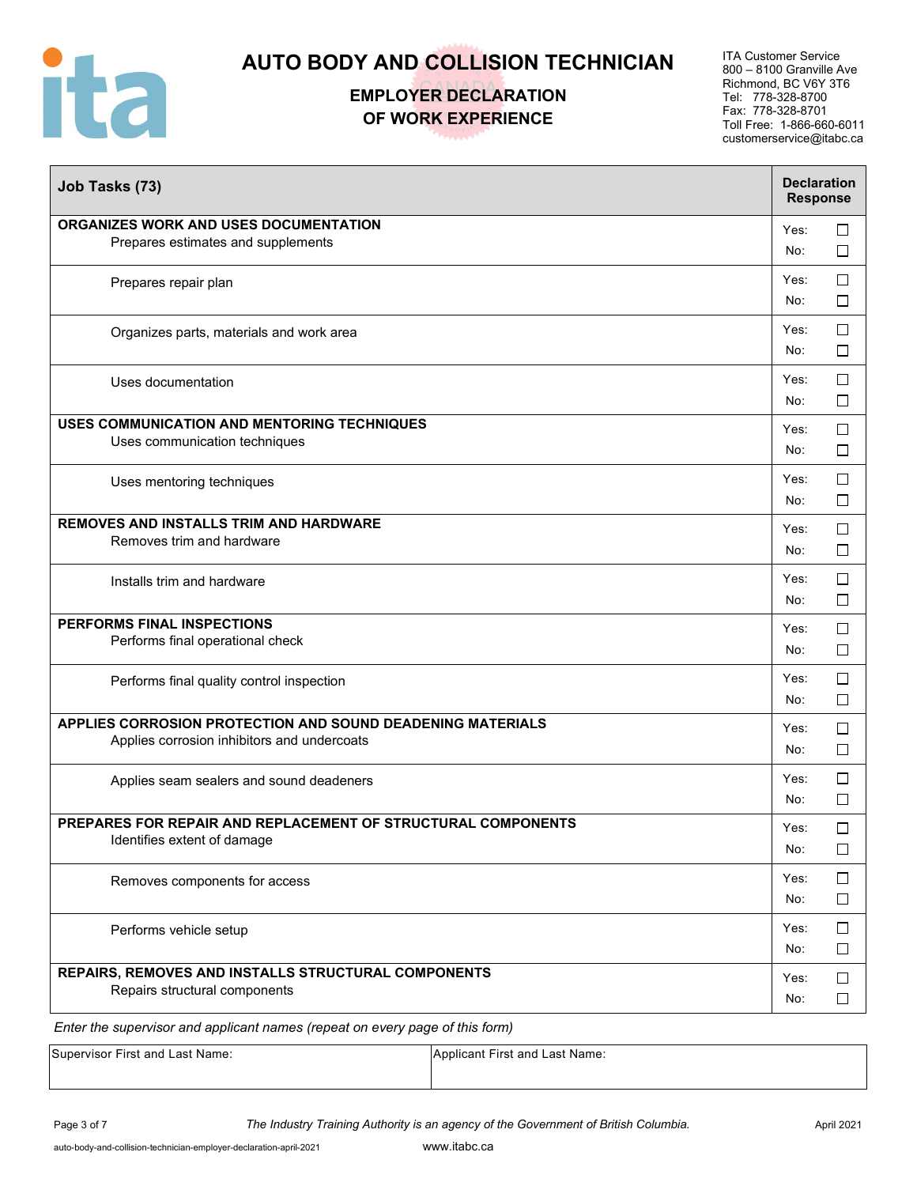# AUTO BODY AND COLLISION TECHNICIAN

## EMPLOYER DECLARATION OF WORK EXPERIENCE

ITA Customer Service
800 – 8100 Granville Ave
Richmond, BC V6Y 3T6
Tel: 778-328-8700
Fax: 778-328-8701
Toll Free: 1-866-660-6011
customerservice@itabc.ca

| Job Tasks (73) | Declaration Response |
|---|---|
| **ORGANIZES WORK AND USES DOCUMENTATION** | |
| Prepares estimates and supplements | Yes: ☐ No: ☐ |
| Prepares repair plan | Yes: ☐ No: ☐ |
| Organizes parts, materials and work area | Yes: ☐ No: ☐ |
| Uses documentation | Yes: ☐ No: ☐ |
| **USES COMMUNICATION AND MENTORING TECHNIQUES** | |
| Uses communication techniques | Yes: ☐ No: ☐ |
| Uses mentoring techniques | Yes: ☐ No: ☐ |
| **REMOVES AND INSTALLS TRIM AND HARDWARE** | |
| Removes trim and hardware | Yes: ☐ No: ☐ |
| Installs trim and hardware | Yes: ☐ No: ☐ |
| **PERFORMS FINAL INSPECTIONS** | |
| Performs final operational check | Yes: ☐ No: ☐ |
| Performs final quality control inspection | Yes: ☐ No: ☐ |
| **APPLIES CORROSION PROTECTION AND SOUND DEADENING MATERIALS** | |
| Applies corrosion inhibitors and undercoats | Yes: ☐ No: ☐ |
| Applies seam sealers and sound deadeners | Yes: ☐ No: ☐ |
| **PREPARES FOR REPAIR AND REPLACEMENT OF STRUCTURAL COMPONENTS** | |
| Identifies extent of damage | Yes: ☐ No: ☐ |
| Removes components for access | Yes: ☐ No: ☐ |
| Performs vehicle setup | Yes: ☐ No: ☐ |
| **REPAIRS, REMOVES AND INSTALLS STRUCTURAL COMPONENTS** | |
| Repairs structural components | Yes: ☐ No: ☐ |

*Enter the supervisor and applicant names (repeat on every page of this form)*

| Supervisor First and Last Name: | Applicant First and Last Name: |
|---|---|
| | |

*The Industry Training Authority is an agency of the Government of British Columbia.*

www.itabc.ca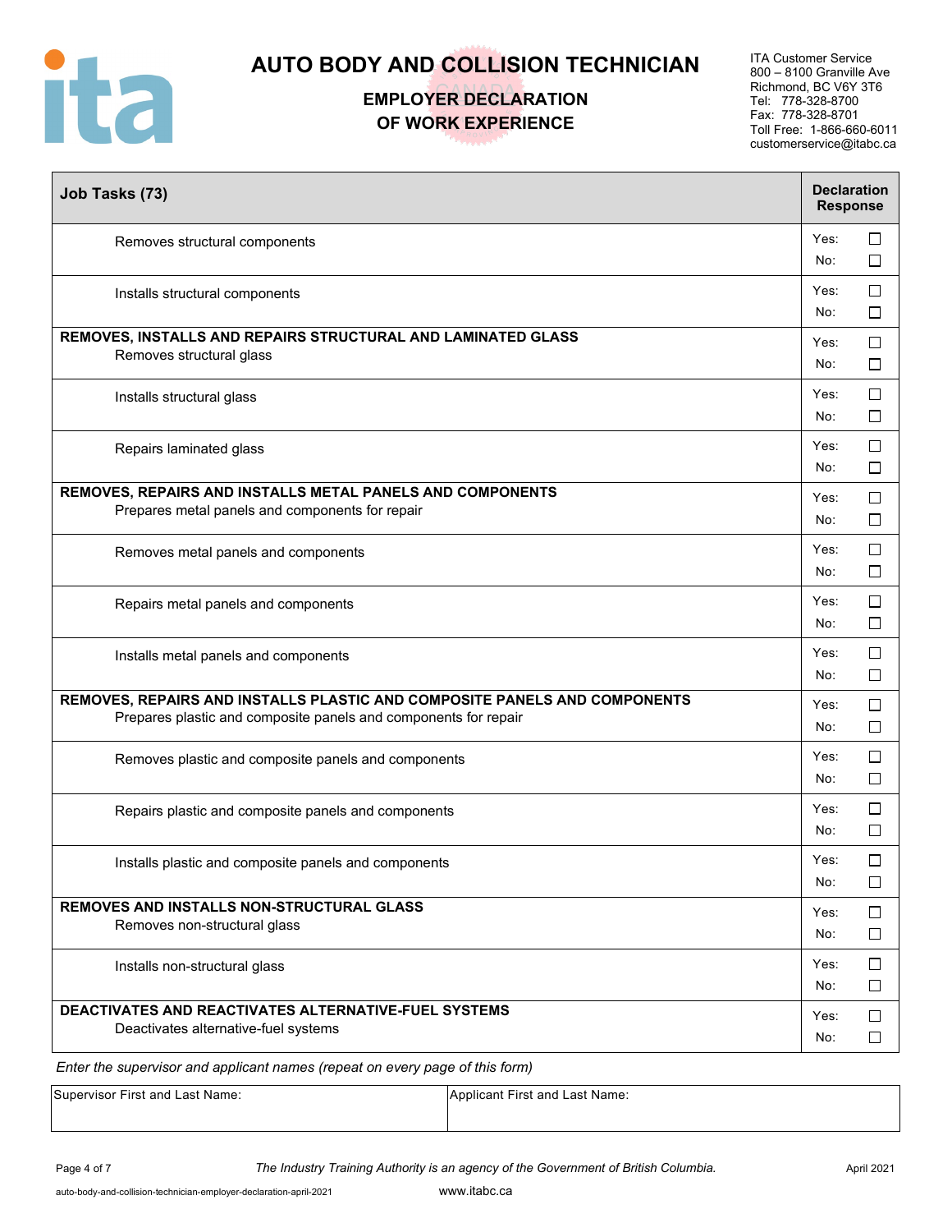# AUTO BODY AND COLLISION TECHNICIAN

## EMPLOYER DECLARATION OF WORK EXPERIENCE

ITA Customer Service
800 – 8100 Granville Ave
Richmond, BC V6Y 3T6
Tel: 778-328-8700
Fax: 778-328-8701
Toll Free: 1-866-660-6011
customerservice@itabc.ca

| Job Tasks (73) | Declaration Response |
|---|---|
| Removes structural components | Yes: ☐ No: ☐ |
| Installs structural components | Yes: ☐ No: ☐ |
| **REMOVES, INSTALLS AND REPAIRS STRUCTURAL AND LAMINATED GLASS** Removes structural glass | Yes: ☐ No: ☐ |
| Installs structural glass | Yes: ☐ No: ☐ |
| Repairs laminated glass | Yes: ☐ No: ☐ |
| **REMOVES, REPAIRS AND INSTALLS METAL PANELS AND COMPONENTS** Prepares metal panels and components for repair | Yes: ☐ No: ☐ |
| Removes metal panels and components | Yes: ☐ No: ☐ |
| Repairs metal panels and components | Yes: ☐ No: ☐ |
| Installs metal panels and components | Yes: ☐ No: ☐ |
| **REMOVES, REPAIRS AND INSTALLS PLASTIC AND COMPOSITE PANELS AND COMPONENTS** Prepares plastic and composite panels and components for repair | Yes: ☐ No: ☐ |
| Removes plastic and composite panels and components | Yes: ☐ No: ☐ |
| Repairs plastic and composite panels and components | Yes: ☐ No: ☐ |
| Installs plastic and composite panels and components | Yes: ☐ No: ☐ |
| **REMOVES AND INSTALLS NON-STRUCTURAL GLASS** Removes non-structural glass | Yes: ☐ No: ☐ |
| Installs non-structural glass | Yes: ☐ No: ☐ |
| **DEACTIVATES AND REACTIVATES ALTERNATIVE-FUEL SYSTEMS** Deactivates alternative-fuel systems | Yes: ☐ No: ☐ |

*Enter the supervisor and applicant names (repeat on every page of this form)*

| Supervisor First and Last Name: | Applicant First and Last Name: |
|---|---|
| | |

*The Industry Training Authority is an agency of the Government of British Columbia.*

April 2021

auto-body-and-collision-technician-employer-declaration-april-2021

www.itabc.ca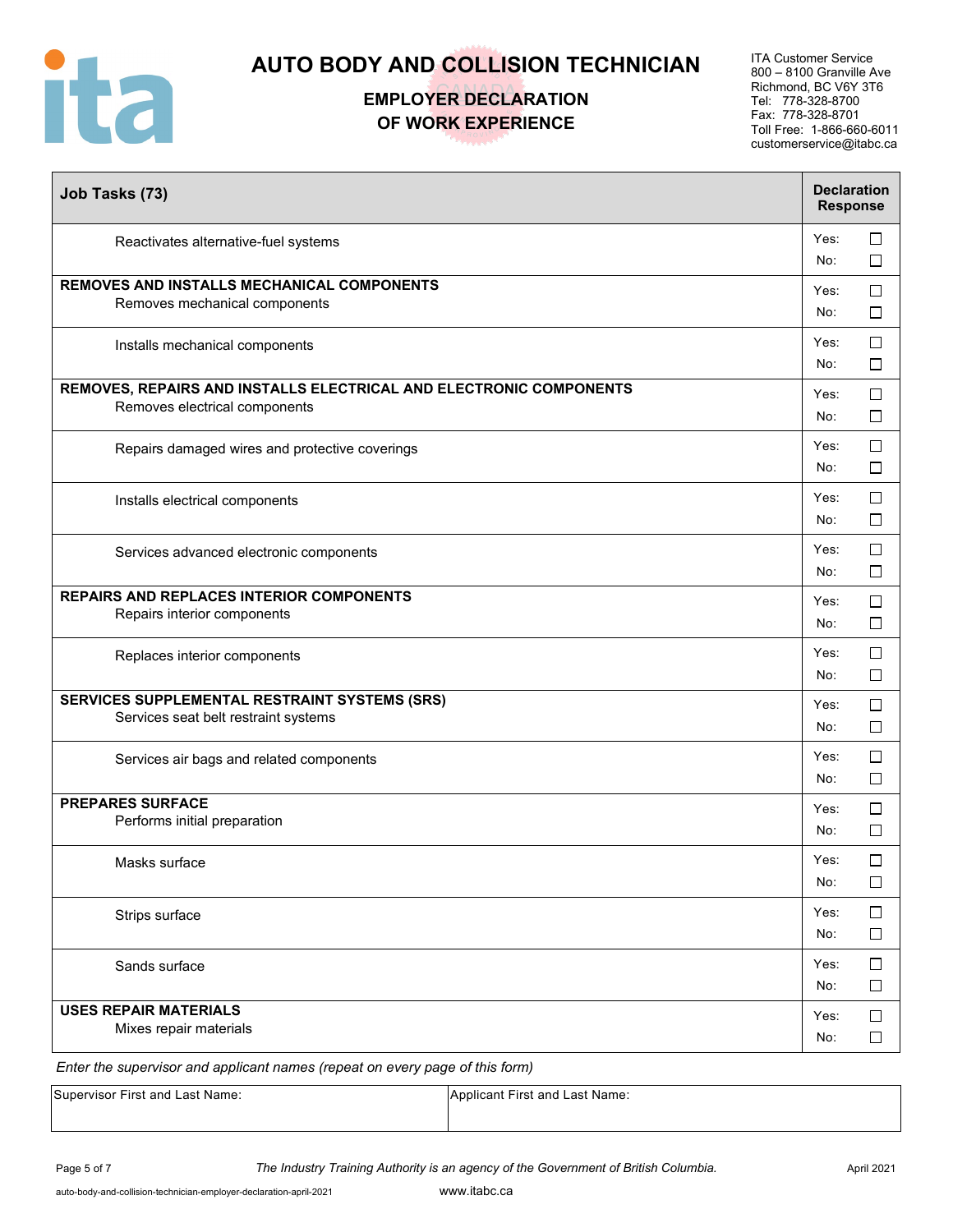# AUTO BODY AND COLLISION TECHNICIAN

## EMPLOYER DECLARATION OF WORK EXPERIENCE

ITA Customer Service
800 – 8100 Granville Ave
Richmond, BC V6Y 3T6
Tel: 778-328-8700
Fax: 778-328-8701
Toll Free: 1-866-660-6011
customerservice@itabc.ca

| Job Tasks (73) | Declaration Response |
|---|---|
| Reactivates alternative-fuel systems | Yes: ☐ No: ☐ |
| **REMOVES AND INSTALLS MECHANICAL COMPONENTS** Removes mechanical components | Yes: ☐ No: ☐ |
| Installs mechanical components | Yes: ☐ No: ☐ |
| **REMOVES, REPAIRS AND INSTALLS ELECTRICAL AND ELECTRONIC COMPONENTS** Removes electrical components | Yes: ☐ No: ☐ |
| Repairs damaged wires and protective coverings | Yes: ☐ No: ☐ |
| Installs electrical components | Yes: ☐ No: ☐ |
| Services advanced electronic components | Yes: ☐ No: ☐ |
| **REPAIRS AND REPLACES INTERIOR COMPONENTS** Repairs interior components | Yes: ☐ No: ☐ |
| Replaces interior components | Yes: ☐ No: ☐ |
| **SERVICES SUPPLEMENTAL RESTRAINT SYSTEMS (SRS)** Services seat belt restraint systems | Yes: ☐ No: ☐ |
| Services air bags and related components | Yes: ☐ No: ☐ |
| **PREPARES SURFACE** Performs initial preparation | Yes: ☐ No: ☐ |
| Masks surface | Yes: ☐ No: ☐ |
| Strips surface | Yes: ☐ No: ☐ |
| Sands surface | Yes: ☐ No: ☐ |
| **USES REPAIR MATERIALS** Mixes repair materials | Yes: ☐ No: ☐ |

*Enter the supervisor and applicant names (repeat on every page of this form)*

| Supervisor First and Last Name: | Applicant First and Last Name: |
|---|---|
| | |

*The Industry Training Authority is an agency of the Government of British Columbia.*

April 2021

auto-body-and-collision-technician-employer-declaration-april-2021

www.itabc.ca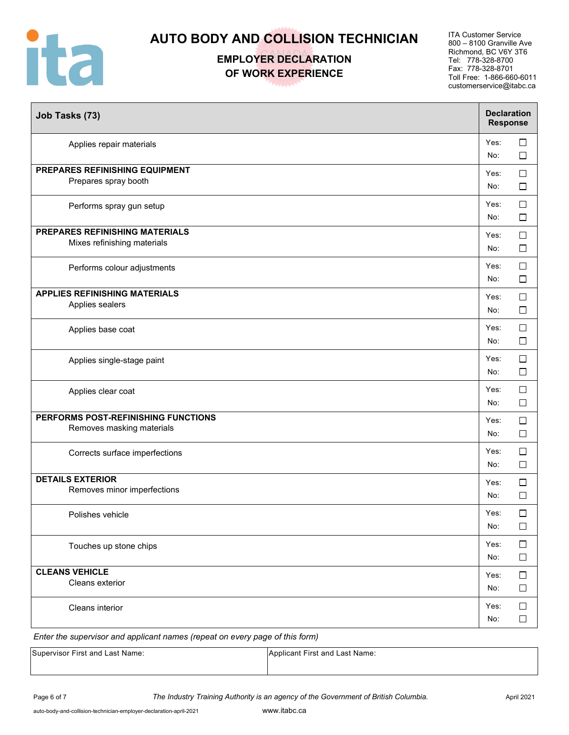# AUTO BODY AND COLLISION TECHNICIAN

## EMPLOYER DECLARATION OF WORK EXPERIENCE

ITA Customer Service
800 – 8100 Granville Ave
Richmond, BC V6Y 3T6
Tel: 778-328-8700
Fax: 778-328-8701
Toll Free: 1-866-660-6011
customerservice@itabc.ca

| Job Tasks (73) | Declaration Response |
|---|---|
| Applies repair materials | Yes: ☐ No: ☐ |
| **PREPARES REFINISHING EQUIPMENT** Prepares spray booth | Yes: ☐ No: ☐ |
| Performs spray gun setup | Yes: ☐ No: ☐ |
| **PREPARES REFINISHING MATERIALS** Mixes refinishing materials | Yes: ☐ No: ☐ |
| Performs colour adjustments | Yes: ☐ No: ☐ |
| **APPLIES REFINISHING MATERIALS** Applies sealers | Yes: ☐ No: ☐ |
| Applies base coat | Yes: ☐ No: ☐ |
| Applies single-stage paint | Yes: ☐ No: ☐ |
| Applies clear coat | Yes: ☐ No: ☐ |
| **PERFORMS POST-REFINISHING FUNCTIONS** Removes masking materials | Yes: ☐ No: ☐ |
| Corrects surface imperfections | Yes: ☐ No: ☐ |
| **DETAILS EXTERIOR** Removes minor imperfections | Yes: ☐ No: ☐ |
| Polishes vehicle | Yes: ☐ No: ☐ |
| Touches up stone chips | Yes: ☐ No: ☐ |
| **CLEANS VEHICLE** Cleans exterior | Yes: ☐ No: ☐ |
| Cleans interior | Yes: ☐ No: ☐ |

*Enter the supervisor and applicant names (repeat on every page of this form)*

| Supervisor First and Last Name: | Applicant First and Last Name: |
|---|---|
| | |

*The Industry Training Authority is an agency of the Government of British Columbia.*

April 2021

auto-body-and-collision-technician-employer-declaration-april-2021

www.itabc.ca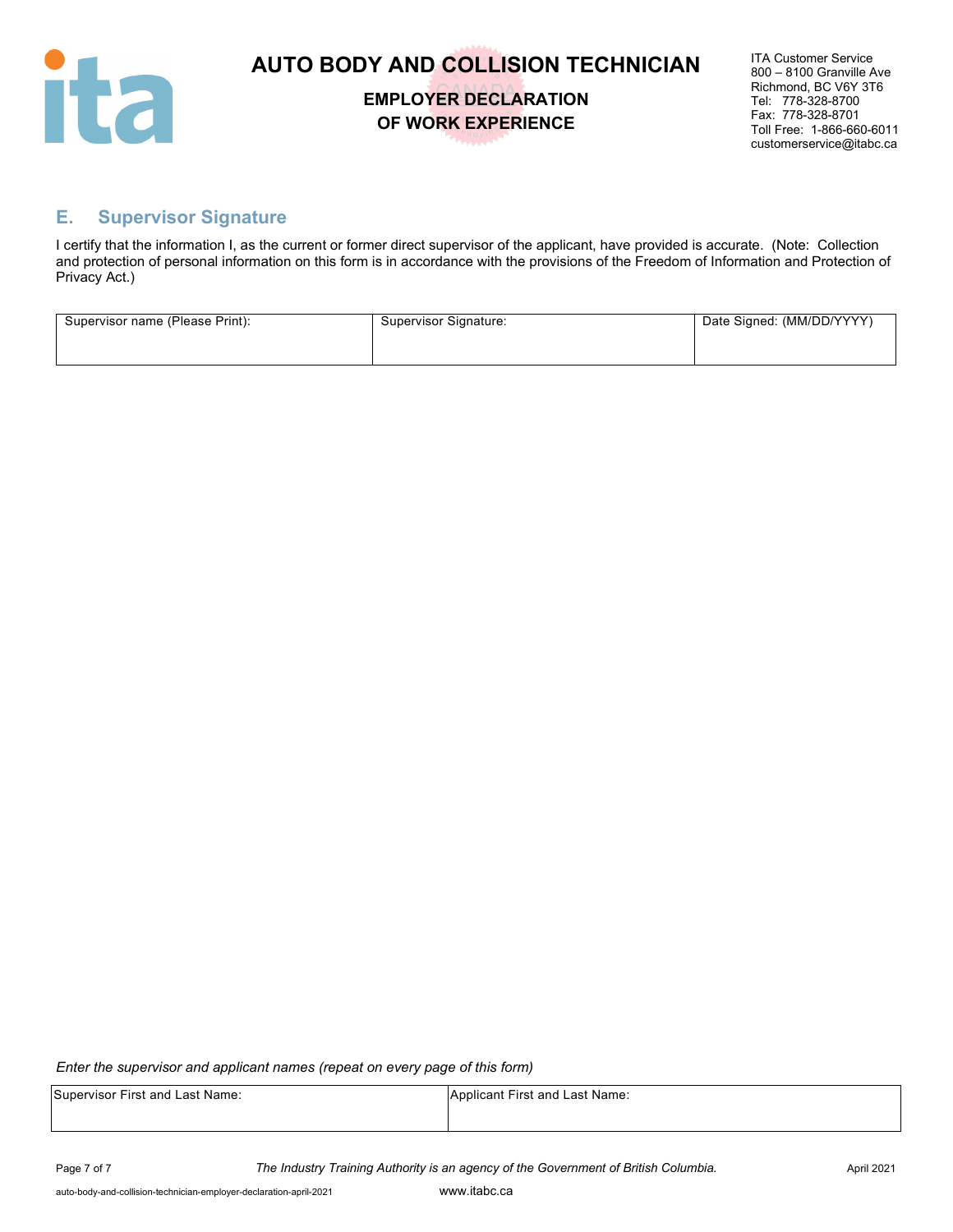## E. Supervisor Signature

I certify that the information I, as the current or former direct supervisor of the applicant, have provided is accurate. (Note: Collection and protection of personal information on this form is in accordance with the provisions of the Freedom of Information and Protection of Privacy Act.)

| Supervisor name (Please Print): | Supervisor Signature: | Date Signed: (MM/DD/YYYY) |
| --- | --- | --- |
| | | |

*Enter the supervisor and applicant names (repeat on every page of this form)*

| Supervisor First and Last Name: | Applicant First and Last Name: |
| --- | --- |
| | |